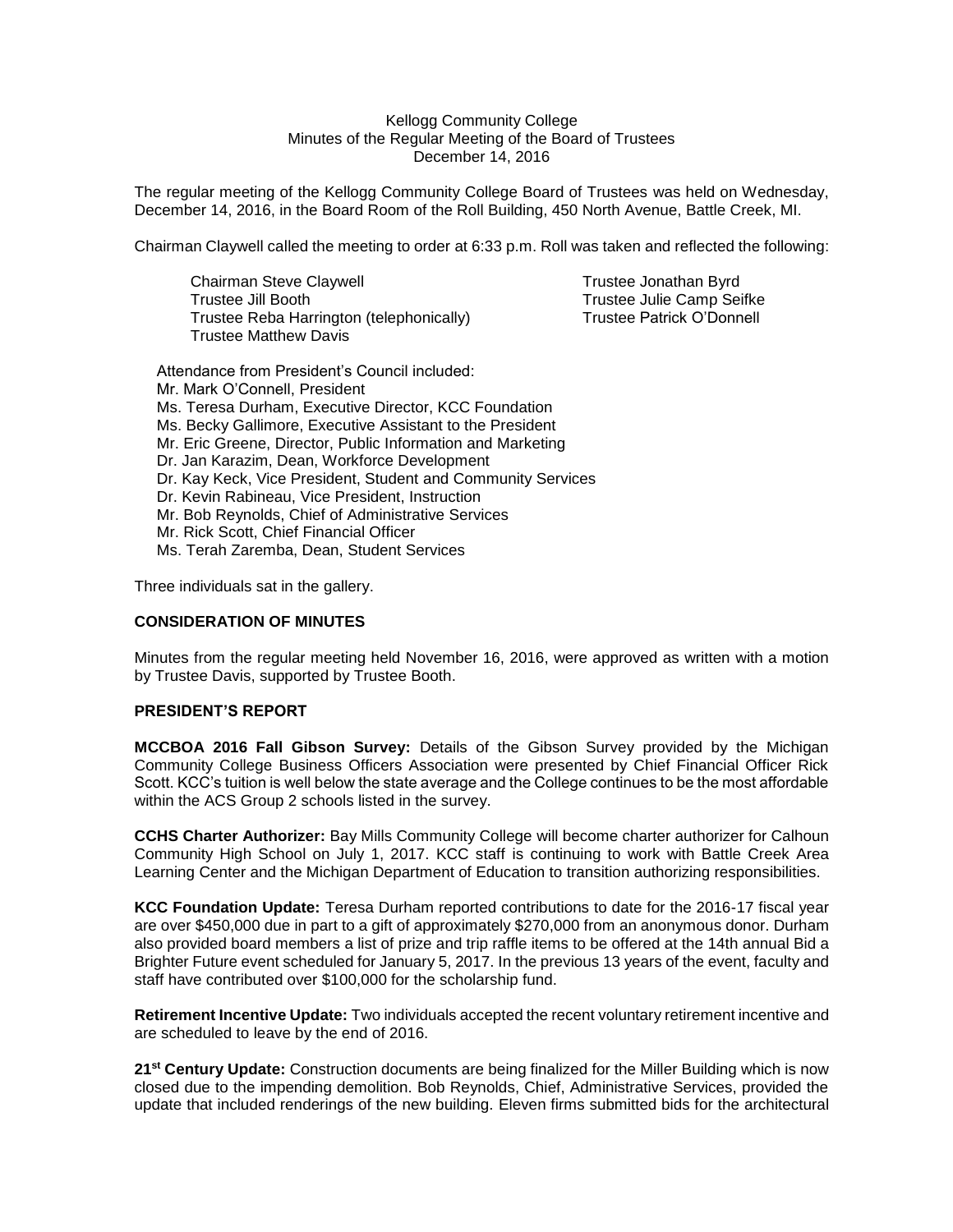Kellogg Community College
Minutes of the Regular Meeting of the Board of Trustees
December 14, 2016

The regular meeting of the Kellogg Community College Board of Trustees was held on Wednesday, December 14, 2016, in the Board Room of the Roll Building, 450 North Avenue, Battle Creek, MI.

Chairman Claywell called the meeting to order at 6:33 p.m. Roll was taken and reflected the following:

Chairman Steve Claywell
Trustee Jill Booth
Trustee Reba Harrington (telephonically)
Trustee Matthew Davis
Trustee Jonathan Byrd
Trustee Julie Camp Seifke
Trustee Patrick O'Donnell

Attendance from President's Council included:
Mr. Mark O'Connell, President
Ms. Teresa Durham, Executive Director, KCC Foundation
Ms. Becky Gallimore, Executive Assistant to the President
Mr. Eric Greene, Director, Public Information and Marketing
Dr. Jan Karazim, Dean, Workforce Development
Dr. Kay Keck, Vice President, Student and Community Services
Dr. Kevin Rabineau, Vice President, Instruction
Mr. Bob Reynolds, Chief of Administrative Services
Mr. Rick Scott, Chief Financial Officer
Ms. Terah Zaremba, Dean, Student Services

Three individuals sat in the gallery.

**CONSIDERATION OF MINUTES**

Minutes from the regular meeting held November 16, 2016, were approved as written with a motion by Trustee Davis, supported by Trustee Booth.

**PRESIDENT'S REPORT**

**MCCBOA 2016 Fall Gibson Survey:** Details of the Gibson Survey provided by the Michigan Community College Business Officers Association were presented by Chief Financial Officer Rick Scott. KCC's tuition is well below the state average and the College continues to be the most affordable within the ACS Group 2 schools listed in the survey.

**CCHS Charter Authorizer:** Bay Mills Community College will become charter authorizer for Calhoun Community High School on July 1, 2017. KCC staff is continuing to work with Battle Creek Area Learning Center and the Michigan Department of Education to transition authorizing responsibilities.

**KCC Foundation Update:** Teresa Durham reported contributions to date for the 2016-17 fiscal year are over $450,000 due in part to a gift of approximately $270,000 from an anonymous donor. Durham also provided board members a list of prize and trip raffle items to be offered at the 14th annual Bid a Brighter Future event scheduled for January 5, 2017. In the previous 13 years of the event, faculty and staff have contributed over $100,000 for the scholarship fund.

**Retirement Incentive Update:** Two individuals accepted the recent voluntary retirement incentive and are scheduled to leave by the end of 2016.

**21st Century Update:** Construction documents are being finalized for the Miller Building which is now closed due to the impending demolition. Bob Reynolds, Chief, Administrative Services, provided the update that included renderings of the new building. Eleven firms submitted bids for the architectural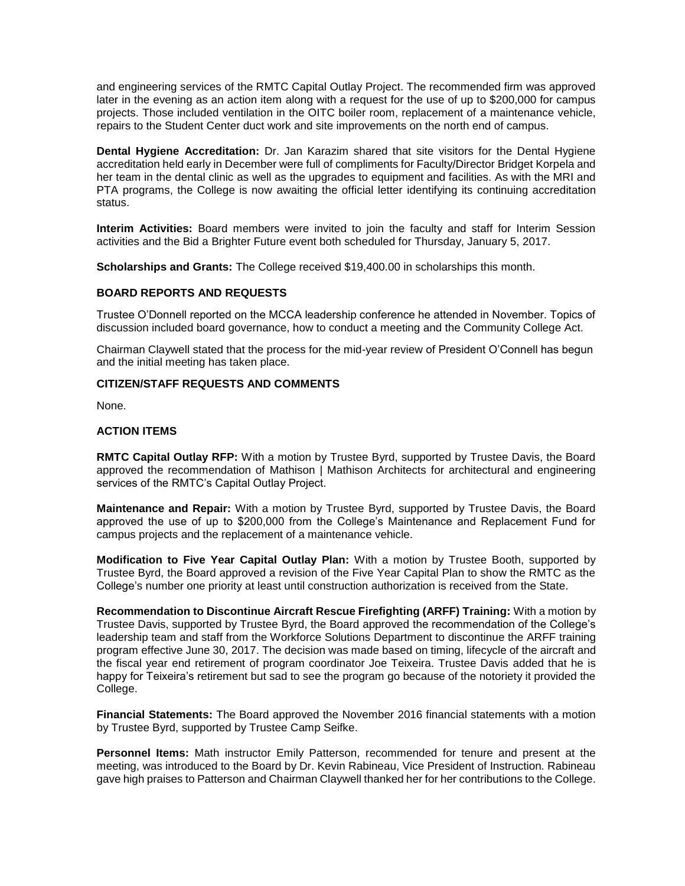and engineering services of the RMTC Capital Outlay Project. The recommended firm was approved later in the evening as an action item along with a request for the use of up to $200,000 for campus projects. Those included ventilation in the OITC boiler room, replacement of a maintenance vehicle, repairs to the Student Center duct work and site improvements on the north end of campus.

**Dental Hygiene Accreditation:** Dr. Jan Karazim shared that site visitors for the Dental Hygiene accreditation held early in December were full of compliments for Faculty/Director Bridget Korpela and her team in the dental clinic as well as the upgrades to equipment and facilities. As with the MRI and PTA programs, the College is now awaiting the official letter identifying its continuing accreditation status.

**Interim Activities:** Board members were invited to join the faculty and staff for Interim Session activities and the Bid a Brighter Future event both scheduled for Thursday, January 5, 2017.

**Scholarships and Grants:** The College received $19,400.00 in scholarships this month.

### BOARD REPORTS AND REQUESTS

Trustee O'Donnell reported on the MCCA leadership conference he attended in November. Topics of discussion included board governance, how to conduct a meeting and the Community College Act.

Chairman Claywell stated that the process for the mid-year review of President O'Connell has begun and the initial meeting has taken place.

### CITIZEN/STAFF REQUESTS AND COMMENTS

None.

### ACTION ITEMS

**RMTC Capital Outlay RFP:** With a motion by Trustee Byrd, supported by Trustee Davis, the Board approved the recommendation of Mathison | Mathison Architects for architectural and engineering services of the RMTC's Capital Outlay Project.

**Maintenance and Repair:** With a motion by Trustee Byrd, supported by Trustee Davis, the Board approved the use of up to $200,000 from the College's Maintenance and Replacement Fund for campus projects and the replacement of a maintenance vehicle.

**Modification to Five Year Capital Outlay Plan:** With a motion by Trustee Booth, supported by Trustee Byrd, the Board approved a revision of the Five Year Capital Plan to show the RMTC as the College's number one priority at least until construction authorization is received from the State.

**Recommendation to Discontinue Aircraft Rescue Firefighting (ARFF) Training:** With a motion by Trustee Davis, supported by Trustee Byrd, the Board approved the recommendation of the College's leadership team and staff from the Workforce Solutions Department to discontinue the ARFF training program effective June 30, 2017. The decision was made based on timing, lifecycle of the aircraft and the fiscal year end retirement of program coordinator Joe Teixeira. Trustee Davis added that he is happy for Teixeira's retirement but sad to see the program go because of the notoriety it provided the College.

**Financial Statements:** The Board approved the November 2016 financial statements with a motion by Trustee Byrd, supported by Trustee Camp Seifke.

**Personnel Items:** Math instructor Emily Patterson, recommended for tenure and present at the meeting, was introduced to the Board by Dr. Kevin Rabineau, Vice President of Instruction. Rabineau gave high praises to Patterson and Chairman Claywell thanked her for her contributions to the College.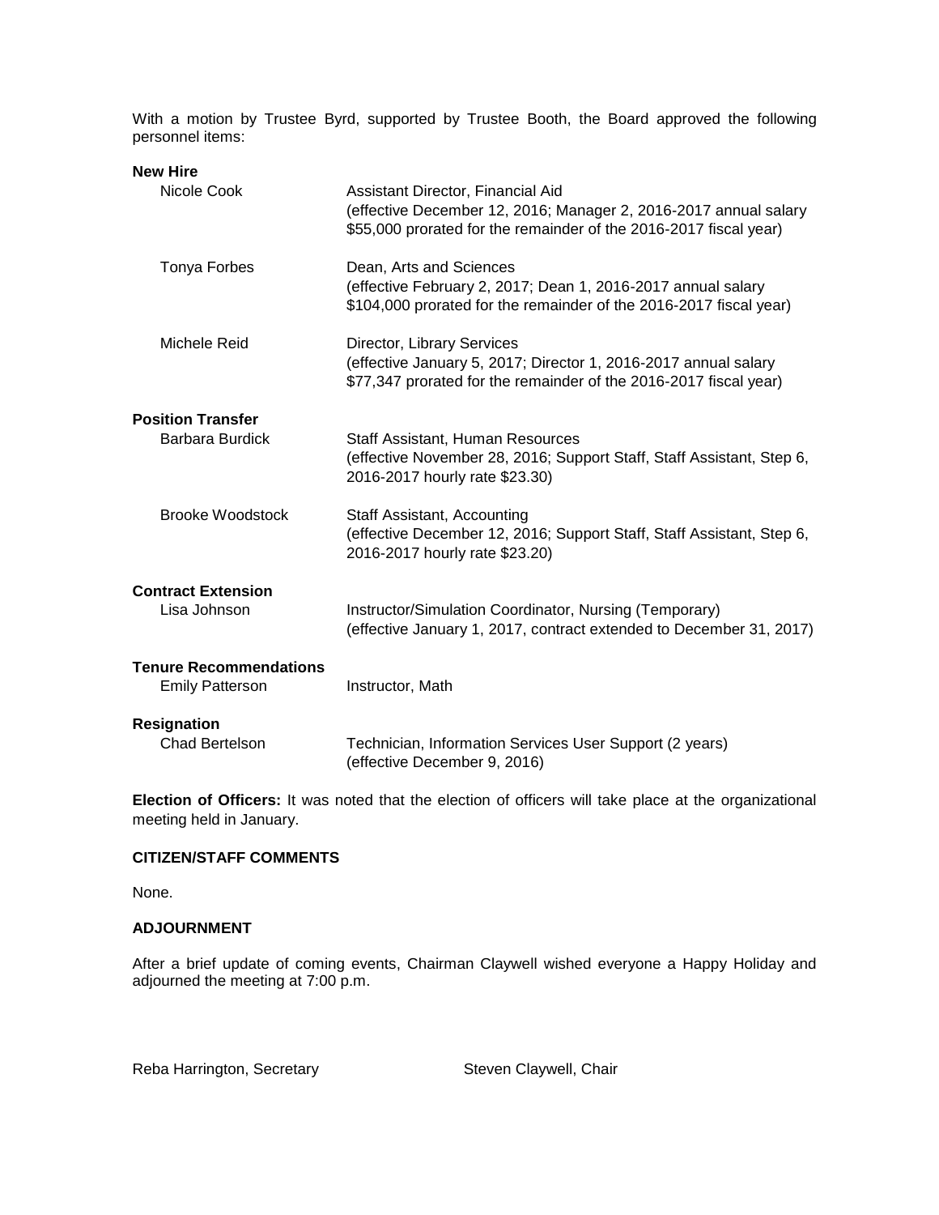With a motion by Trustee Byrd, supported by Trustee Booth, the Board approved the following personnel items:

**New Hire**

| | |
|---|---|
| Nicole Cook | Assistant Director, Financial Aid (effective December 12, 2016; Manager 2, 2016-2017 annual salary $55,000 prorated for the remainder of the 2016-2017 fiscal year) |
| Tonya Forbes | Dean, Arts and Sciences (effective February 2, 2017; Dean 1, 2016-2017 annual salary $104,000 prorated for the remainder of the 2016-2017 fiscal year) |
| Michele Reid | Director, Library Services (effective January 5, 2017; Director 1, 2016-2017 annual salary $77,347 prorated for the remainder of the 2016-2017 fiscal year) |

**Position Transfer**

| | |
|---|---|
| Barbara Burdick | Staff Assistant, Human Resources (effective November 28, 2016; Support Staff, Staff Assistant, Step 6, 2016-2017 hourly rate $23.30) |
| Brooke Woodstock | Staff Assistant, Accounting (effective December 12, 2016; Support Staff, Staff Assistant, Step 6, 2016-2017 hourly rate $23.20) |

**Contract Extension**

| | |
|---|---|
| Lisa Johnson | Instructor/Simulation Coordinator, Nursing (Temporary) (effective January 1, 2017, contract extended to December 31, 2017) |

**Tenure Recommendations**

| | |
|---|---|
| Emily Patterson | Instructor, Math |

**Resignation**

| | |
|---|---|
| Chad Bertelson | Technician, Information Services User Support (2 years) (effective December 9, 2016) |

**Election of Officers:** It was noted that the election of officers will take place at the organizational meeting held in January.

**CITIZEN/STAFF COMMENTS**

None.

**ADJOURNMENT**

After a brief update of coming events, Chairman Claywell wished everyone a Happy Holiday and adjourned the meeting at 7:00 p.m.

Reba Harrington, Secretary

Steven Claywell, Chair